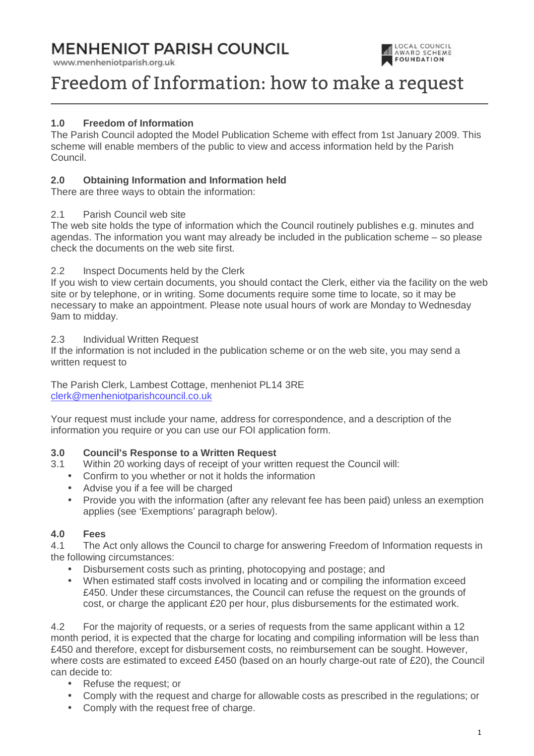# MENHENIOT PARISH COUNCIL

www.menheniotparish.org.uk

# Freedom of Information: how to make a request

## 1.0 Freedom of Information

The Parish Council adopted the Model Publication Scheme with effect from 1st January 2009. This scheme will enable members of the public to view and access information held by the Parish Council.

## 2.0 Obtaining Information and Information held

There are three ways to obtain the information:

### 2.1 Parish Council web site

The web site holds the type of information which the Council routinely publishes e.g. minutes and agendas. The information you want may already be included in the publication scheme – so please check the documents on the web site first.

### 2.2 Inspect Documents held by the Clerk

If you wish to view certain documents, you should contact the Clerk, either via the facility on the web site or by telephone, or in writing. Some documents require some time to locate, so it may be necessary to make an appointment. Please note usual hours of work are Monday to Wednesday 9am to midday.

### 2.3 Individual Written Request

If the information is not included in the publication scheme or on the web site, you may send a written request to

The Parish Clerk, Lambest Cottage, menheniot PL14 3RE
clerk@menheniotparishcouncil.co.uk

Your request must include your name, address for correspondence, and a description of the information you require or you can use our FOI application form.

## 3.0 Council's Response to a Written Request

3.1 Within 20 working days of receipt of your written request the Council will:

- Confirm to you whether or not it holds the information
- Advise you if a fee will be charged
- Provide you with the information (after any relevant fee has been paid) unless an exemption applies (see 'Exemptions' paragraph below).

## 4.0 Fees

4.1 The Act only allows the Council to charge for answering Freedom of Information requests in the following circumstances:

- Disbursement costs such as printing, photocopying and postage; and
- When estimated staff costs involved in locating and or compiling the information exceed £450. Under these circumstances, the Council can refuse the request on the grounds of cost, or charge the applicant £20 per hour, plus disbursements for the estimated work.

4.2 For the majority of requests, or a series of requests from the same applicant within a 12 month period, it is expected that the charge for locating and compiling information will be less than £450 and therefore, except for disbursement costs, no reimbursement can be sought. However, where costs are estimated to exceed £450 (based on an hourly charge-out rate of £20), the Council can decide to:

- Refuse the request; or
- Comply with the request and charge for allowable costs as prescribed in the regulations; or
- Comply with the request free of charge.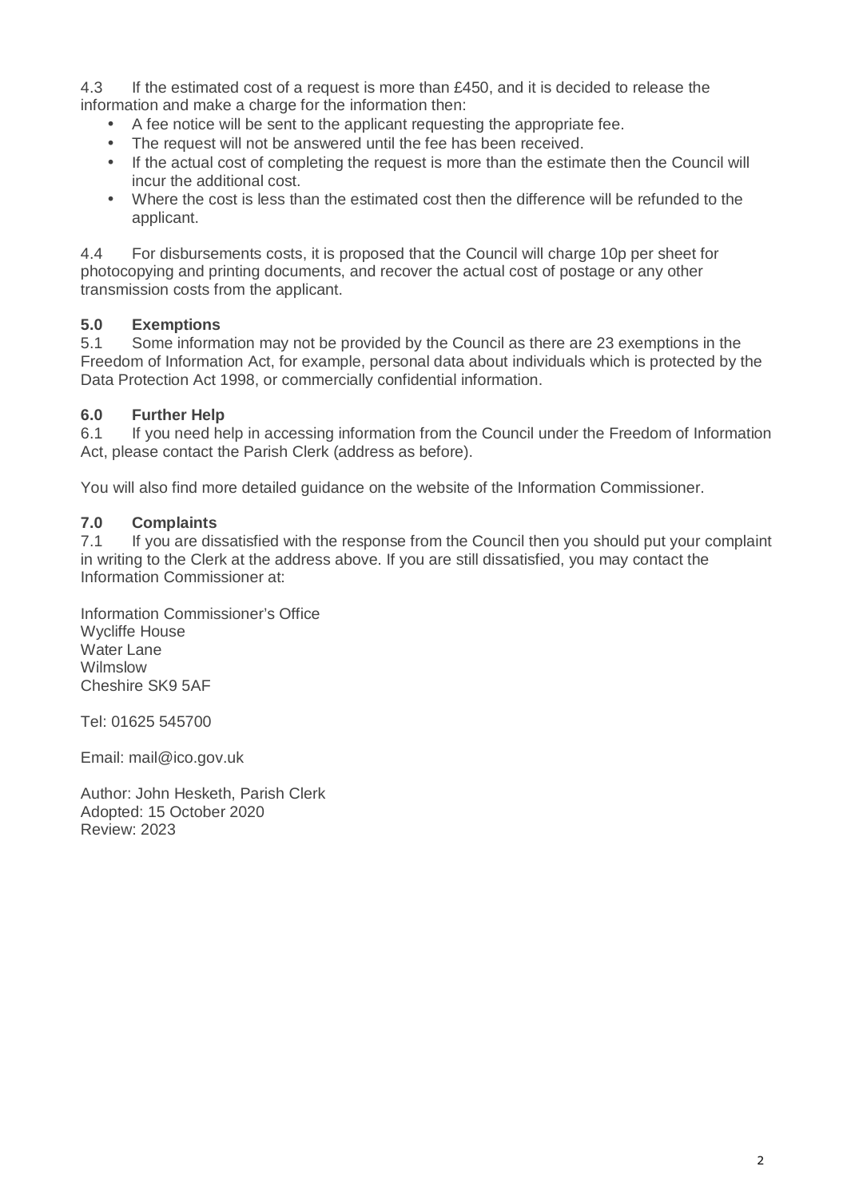4.3 If the estimated cost of a request is more than £450, and it is decided to release the information and make a charge for the information then:

- A fee notice will be sent to the applicant requesting the appropriate fee.
- The request will not be answered until the fee has been received.
- If the actual cost of completing the request is more than the estimate then the Council will incur the additional cost.
- Where the cost is less than the estimated cost then the difference will be refunded to the applicant.

4.4 For disbursements costs, it is proposed that the Council will charge 10p per sheet for photocopying and printing documents, and recover the actual cost of postage or any other transmission costs from the applicant.

## 5.0 Exemptions

5.1 Some information may not be provided by the Council as there are 23 exemptions in the Freedom of Information Act, for example, personal data about individuals which is protected by the Data Protection Act 1998, or commercially confidential information.

## 6.0 Further Help

6.1 If you need help in accessing information from the Council under the Freedom of Information Act, please contact the Parish Clerk (address as before).

You will also find more detailed guidance on the website of the Information Commissioner.

## 7.0 Complaints

7.1 If you are dissatisfied with the response from the Council then you should put your complaint in writing to the Clerk at the address above. If you are still dissatisfied, you may contact the Information Commissioner at:

Information Commissioner's Office  
Wycliffe House  
Water Lane  
Wilmslow  
Cheshire SK9 5AF

Tel: 01625 545700

Email: mail@ico.gov.uk

Author: John Hesketh, Parish Clerk  
Adopted: 15 October 2020  
Review: 2023